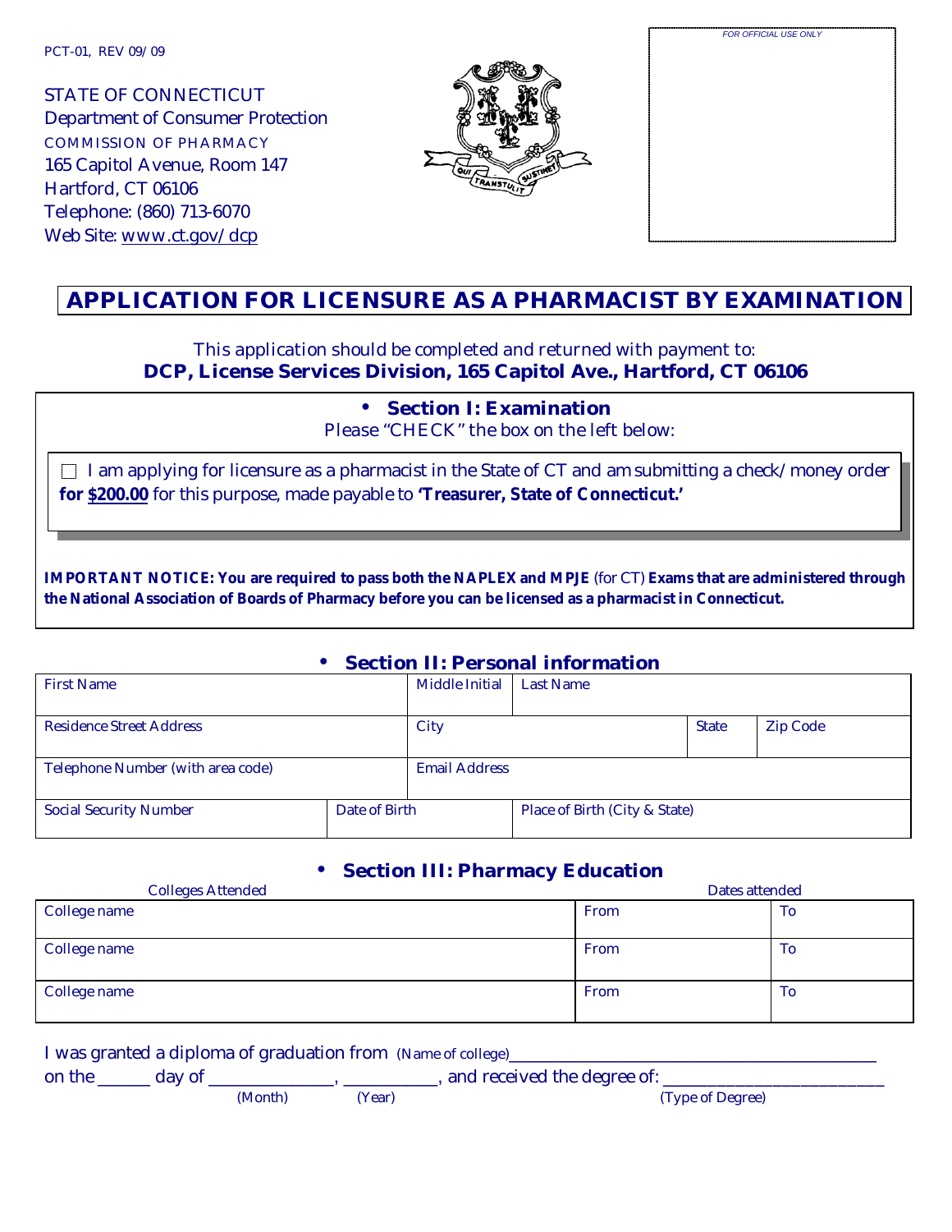PCT-01, REV 09/09

STATE OF CONNECTICUT
Department of Consumer Protection
COMMISSION OF PHARMACY
165 Capitol Avenue, Room 147
Hartford, CT 06106
Telephone: (860) 713-6070
Web Site: www.ct.gov/dcp

*FOR OFFICIAL USE ONLY*

# APPLICATION FOR LICENSURE AS A PHARMACIST BY EXAMINATION

This application should be completed and returned with payment to:
**DCP, License Services Division, 165 Capitol Ave., Hartford, CT 06106**

## • Section I: Examination

Please "CHECK" the box on the left below:

☐ I am applying for licensure as a pharmacist in the State of CT and am submitting a check/money order **for $200.00** for this purpose, made payable to **'Treasurer, State of Connecticut.'**

**IMPORTANT NOTICE: You are required to pass both the NAPLEX and MPJE** (for CT) **Exams that are administered through the National Association of Boards of Pharmacy before you can be licensed as a pharmacist in Connecticut.**

## • Section II: Personal information

| First Name | | Middle Initial | Last Name | | |
|---|---|---|---|---|---|
| Residence Street Address | | City | | State | Zip Code |
| Telephone Number (with area code) | | Email Address | | | |
| Social Security Number | Date of Birth | | Place of Birth (City & State) | | |

## • Section III: Pharmacy Education

| Colleges Attended | Dates attended | |
|---|---|---|
| College name | From | To |
| College name | From | To |
| College name | From | To |

I was granted a diploma of graduation from (Name of college)_______________________________
on the ______ day of ______________, __________, and received the degree of: ______________________
(Month) (Year) (Type of Degree)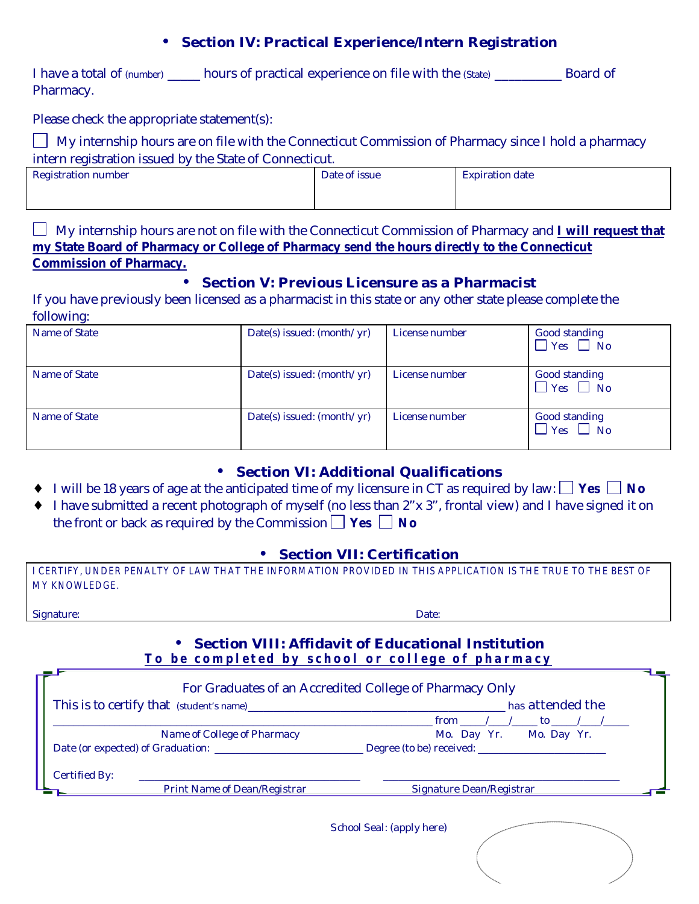## Section IV: Practical Experience/Intern Registration

I have a total of (number) _____ hours of practical experience on file with the (State) __________ Board of Pharmacy.

Please check the appropriate statement(s):

☐ My internship hours are on file with the Connecticut Commission of Pharmacy since I hold a pharmacy intern registration issued by the State of Connecticut.

| Registration number | Date of issue | Expiration date |
|---|---|---|
| | | |

☐ My internship hours are not on file with the Connecticut Commission of Pharmacy and **I will request that my State Board of Pharmacy or College of Pharmacy send the hours directly to the Connecticut Commission of Pharmacy.**

## Section V: Previous Licensure as a Pharmacist

If you have previously been licensed as a pharmacist in this state or any other state please complete the following:

| | | | |
|---|---|---|---|
| Name of State | Date(s) issued: (month/ yr) | License number | Good standing ☐ Yes ☐ No |
| Name of State | Date(s) issued: (month/ yr) | License number | Good standing ☐ Yes ☐ No |
| Name of State | Date(s) issued: (month/ yr) | License number | Good standing ☐ Yes ☐ No |

## Section VI: Additional Qualifications

- I will be 18 years of age at the anticipated time of my licensure in CT as required by law: ☐ **Yes** ☐ **No**
- I have submitted a recent photograph of myself (no less than 2"x 3", frontal view) and I have signed it on the front or back as required by the Commission ☐ **Yes** ☐ **No**

## Section VII: Certification

I CERTIFY, UNDER PENALTY OF LAW THAT THE INFORMATION PROVIDED IN THIS APPLICATION IS THE TRUE TO THE BEST OF MY KNOWLEDGE.

Signature: Date:

## Section VIII: Affidavit of Educational Institution

**To be completed by school or college of pharmacy**

For Graduates of an Accredited College of Pharmacy Only

This is to certify that (student's name) ________________________________ has attended the

________________________________ from ____/___/____ to ____/___/____

Name of College of Pharmacy Mo. Day Yr. Mo. Day Yr.

Date (or expected) of Graduation: ____________________ Degree (to be) received: ____________________

Certified By: ____________________ ____________________

Print Name of Dean/Registrar Signature Dean/Registrar

School Seal: (apply here)